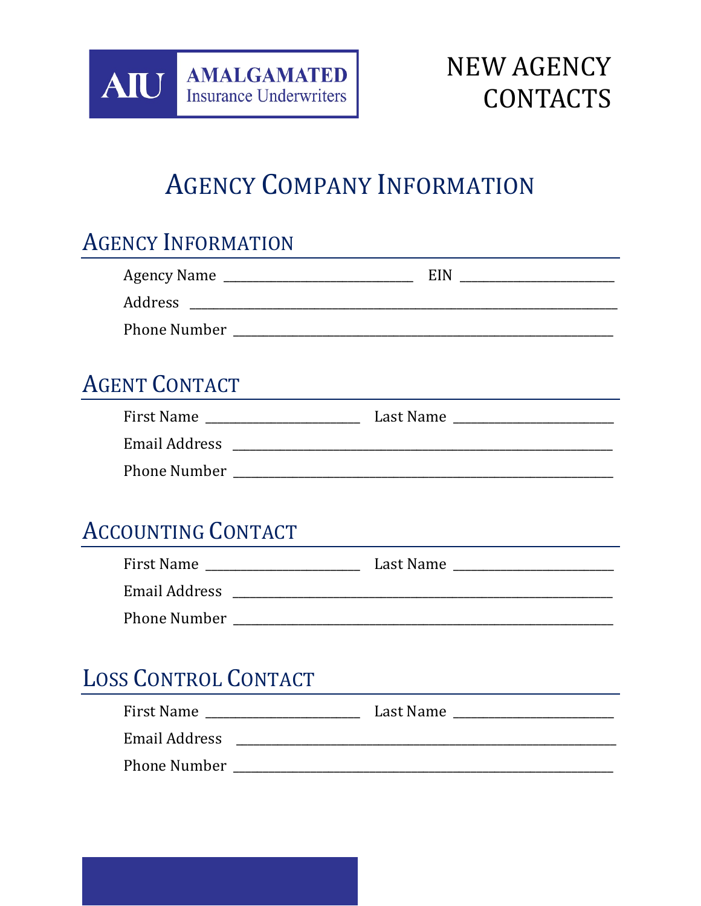AIU AMALGAMATED Insurance Underwriters

# NEW AGENCY CONTACTS

## Agency Company Information

### Agency Information

Agency Name ____________________________ EIN ______________________

Address ______________________________________________________________

Phone Number _______________________________________________________

### Agent Contact

First Name ______________________ Last Name _______________________

Email Address _______________________________________________________

Phone Number _______________________________________________________

### Accounting Contact

First Name ______________________ Last Name _______________________

Email Address _______________________________________________________

Phone Number _______________________________________________________

### Loss Control Contact

First Name ______________________ Last Name _______________________

Email Address _______________________________________________________

Phone Number _______________________________________________________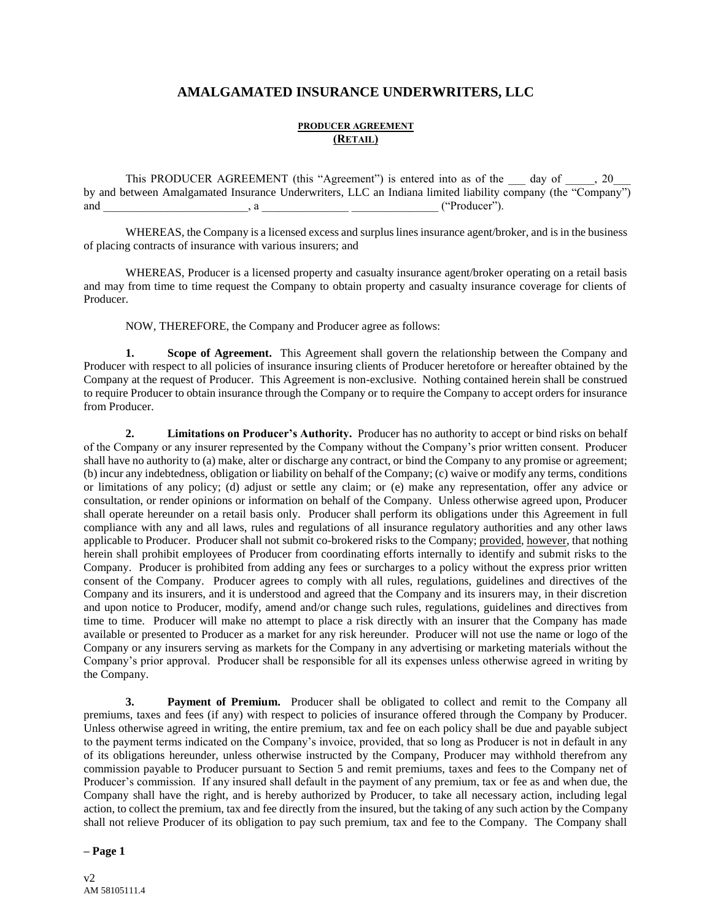# AMALGAMATED INSURANCE UNDERWRITERS, LLC

**PRODUCER AGREEMENT**
**(RETAIL)**

This PRODUCER AGREEMENT (this "Agreement") is entered into as of the ___ day of _____, 20___ by and between Amalgamated Insurance Underwriters, LLC an Indiana limited liability company (the "Company") and _________________________, a _______________ _______________ ("Producer").

WHEREAS, the Company is a licensed excess and surplus lines insurance agent/broker, and is in the business of placing contracts of insurance with various insurers; and

WHEREAS, Producer is a licensed property and casualty insurance agent/broker operating on a retail basis and may from time to time request the Company to obtain property and casualty insurance coverage for clients of Producer.

NOW, THEREFORE, the Company and Producer agree as follows:

**1. Scope of Agreement.** This Agreement shall govern the relationship between the Company and Producer with respect to all policies of insurance insuring clients of Producer heretofore or hereafter obtained by the Company at the request of Producer. This Agreement is non-exclusive. Nothing contained herein shall be construed to require Producer to obtain insurance through the Company or to require the Company to accept orders for insurance from Producer.

**2. Limitations on Producer's Authority.** Producer has no authority to accept or bind risks on behalf of the Company or any insurer represented by the Company without the Company's prior written consent. Producer shall have no authority to (a) make, alter or discharge any contract, or bind the Company to any promise or agreement; (b) incur any indebtedness, obligation or liability on behalf of the Company; (c) waive or modify any terms, conditions or limitations of any policy; (d) adjust or settle any claim; or (e) make any representation, offer any advice or consultation, or render opinions or information on behalf of the Company. Unless otherwise agreed upon, Producer shall operate hereunder on a retail basis only. Producer shall perform its obligations under this Agreement in full compliance with any and all laws, rules and regulations of all insurance regulatory authorities and any other laws applicable to Producer. Producer shall not submit co-brokered risks to the Company; provided, however, that nothing herein shall prohibit employees of Producer from coordinating efforts internally to identify and submit risks to the Company. Producer is prohibited from adding any fees or surcharges to a policy without the express prior written consent of the Company. Producer agrees to comply with all rules, regulations, guidelines and directives of the Company and its insurers, and it is understood and agreed that the Company and its insurers may, in their discretion and upon notice to Producer, modify, amend and/or change such rules, regulations, guidelines and directives from time to time. Producer will make no attempt to place a risk directly with an insurer that the Company has made available or presented to Producer as a market for any risk hereunder. Producer will not use the name or logo of the Company or any insurers serving as markets for the Company in any advertising or marketing materials without the Company's prior approval. Producer shall be responsible for all its expenses unless otherwise agreed in writing by the Company.

**3. Payment of Premium.** Producer shall be obligated to collect and remit to the Company all premiums, taxes and fees (if any) with respect to policies of insurance offered through the Company by Producer. Unless otherwise agreed in writing, the entire premium, tax and fee on each policy shall be due and payable subject to the payment terms indicated on the Company's invoice, provided, that so long as Producer is not in default in any of its obligations hereunder, unless otherwise instructed by the Company, Producer may withhold therefrom any commission payable to Producer pursuant to Section 5 and remit premiums, taxes and fees to the Company net of Producer's commission. If any insured shall default in the payment of any premium, tax or fee as and when due, the Company shall have the right, and is hereby authorized by Producer, to take all necessary action, including legal action, to collect the premium, tax and fee directly from the insured, but the taking of any such action by the Company shall not relieve Producer of its obligation to pay such premium, tax and fee to the Company. The Company shall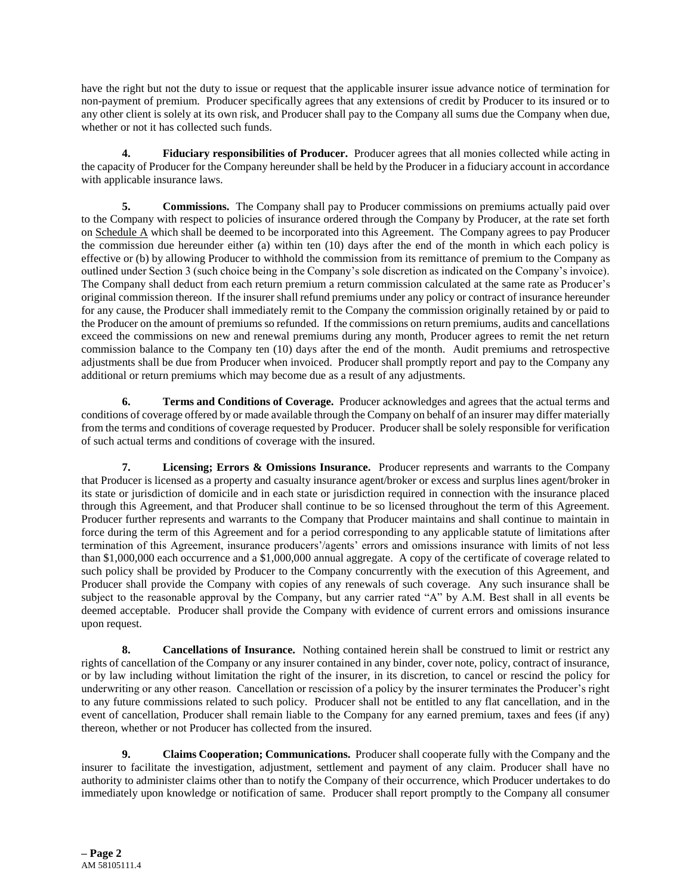have the right but not the duty to issue or request that the applicable insurer issue advance notice of termination for non-payment of premium. Producer specifically agrees that any extensions of credit by Producer to its insured or to any other client is solely at its own risk, and Producer shall pay to the Company all sums due the Company when due, whether or not it has collected such funds.

**4. Fiduciary responsibilities of Producer.** Producer agrees that all monies collected while acting in the capacity of Producer for the Company hereunder shall be held by the Producer in a fiduciary account in accordance with applicable insurance laws.

**5. Commissions.** The Company shall pay to Producer commissions on premiums actually paid over to the Company with respect to policies of insurance ordered through the Company by Producer, at the rate set forth on Schedule A which shall be deemed to be incorporated into this Agreement. The Company agrees to pay Producer the commission due hereunder either (a) within ten (10) days after the end of the month in which each policy is effective or (b) by allowing Producer to withhold the commission from its remittance of premium to the Company as outlined under Section 3 (such choice being in the Company's sole discretion as indicated on the Company's invoice). The Company shall deduct from each return premium a return commission calculated at the same rate as Producer's original commission thereon. If the insurer shall refund premiums under any policy or contract of insurance hereunder for any cause, the Producer shall immediately remit to the Company the commission originally retained by or paid to the Producer on the amount of premiums so refunded. If the commissions on return premiums, audits and cancellations exceed the commissions on new and renewal premiums during any month, Producer agrees to remit the net return commission balance to the Company ten (10) days after the end of the month. Audit premiums and retrospective adjustments shall be due from Producer when invoiced. Producer shall promptly report and pay to the Company any additional or return premiums which may become due as a result of any adjustments.

**6. Terms and Conditions of Coverage.** Producer acknowledges and agrees that the actual terms and conditions of coverage offered by or made available through the Company on behalf of an insurer may differ materially from the terms and conditions of coverage requested by Producer. Producer shall be solely responsible for verification of such actual terms and conditions of coverage with the insured.

**7. Licensing; Errors & Omissions Insurance.** Producer represents and warrants to the Company that Producer is licensed as a property and casualty insurance agent/broker or excess and surplus lines agent/broker in its state or jurisdiction of domicile and in each state or jurisdiction required in connection with the insurance placed through this Agreement, and that Producer shall continue to be so licensed throughout the term of this Agreement. Producer further represents and warrants to the Company that Producer maintains and shall continue to maintain in force during the term of this Agreement and for a period corresponding to any applicable statute of limitations after termination of this Agreement, insurance producers'/agents' errors and omissions insurance with limits of not less than $1,000,000 each occurrence and a $1,000,000 annual aggregate. A copy of the certificate of coverage related to such policy shall be provided by Producer to the Company concurrently with the execution of this Agreement, and Producer shall provide the Company with copies of any renewals of such coverage. Any such insurance shall be subject to the reasonable approval by the Company, but any carrier rated "A" by A.M. Best shall in all events be deemed acceptable. Producer shall provide the Company with evidence of current errors and omissions insurance upon request.

**8. Cancellations of Insurance.** Nothing contained herein shall be construed to limit or restrict any rights of cancellation of the Company or any insurer contained in any binder, cover note, policy, contract of insurance, or by law including without limitation the right of the insurer, in its discretion, to cancel or rescind the policy for underwriting or any other reason. Cancellation or rescission of a policy by the insurer terminates the Producer's right to any future commissions related to such policy. Producer shall not be entitled to any flat cancellation, and in the event of cancellation, Producer shall remain liable to the Company for any earned premium, taxes and fees (if any) thereon, whether or not Producer has collected from the insured.

**9. Claims Cooperation; Communications.** Producer shall cooperate fully with the Company and the insurer to facilitate the investigation, adjustment, settlement and payment of any claim. Producer shall have no authority to administer claims other than to notify the Company of their occurrence, which Producer undertakes to do immediately upon knowledge or notification of same. Producer shall report promptly to the Company all consumer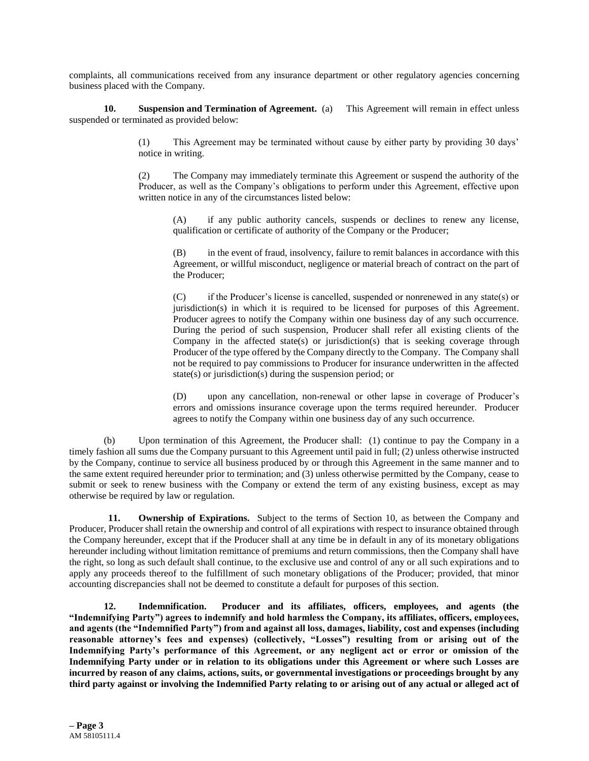complaints, all communications received from any insurance department or other regulatory agencies concerning business placed with the Company.

**10. Suspension and Termination of Agreement.** (a) This Agreement will remain in effect unless suspended or terminated as provided below:

(1) This Agreement may be terminated without cause by either party by providing 30 days' notice in writing.

(2) The Company may immediately terminate this Agreement or suspend the authority of the Producer, as well as the Company's obligations to perform under this Agreement, effective upon written notice in any of the circumstances listed below:

(A) if any public authority cancels, suspends or declines to renew any license, qualification or certificate of authority of the Company or the Producer;

(B) in the event of fraud, insolvency, failure to remit balances in accordance with this Agreement, or willful misconduct, negligence or material breach of contract on the part of the Producer;

(C) if the Producer's license is cancelled, suspended or nonrenewed in any state(s) or jurisdiction(s) in which it is required to be licensed for purposes of this Agreement. Producer agrees to notify the Company within one business day of any such occurrence. During the period of such suspension, Producer shall refer all existing clients of the Company in the affected state(s) or jurisdiction(s) that is seeking coverage through Producer of the type offered by the Company directly to the Company. The Company shall not be required to pay commissions to Producer for insurance underwritten in the affected state(s) or jurisdiction(s) during the suspension period; or

(D) upon any cancellation, non-renewal or other lapse in coverage of Producer's errors and omissions insurance coverage upon the terms required hereunder. Producer agrees to notify the Company within one business day of any such occurrence.

(b) Upon termination of this Agreement, the Producer shall: (1) continue to pay the Company in a timely fashion all sums due the Company pursuant to this Agreement until paid in full; (2) unless otherwise instructed by the Company, continue to service all business produced by or through this Agreement in the same manner and to the same extent required hereunder prior to termination; and (3) unless otherwise permitted by the Company, cease to submit or seek to renew business with the Company or extend the term of any existing business, except as may otherwise be required by law or regulation.

**11. Ownership of Expirations.** Subject to the terms of Section 10, as between the Company and Producer, Producer shall retain the ownership and control of all expirations with respect to insurance obtained through the Company hereunder, except that if the Producer shall at any time be in default in any of its monetary obligations hereunder including without limitation remittance of premiums and return commissions, then the Company shall have the right, so long as such default shall continue, to the exclusive use and control of any or all such expirations and to apply any proceeds thereof to the fulfillment of such monetary obligations of the Producer; provided, that minor accounting discrepancies shall not be deemed to constitute a default for purposes of this section.

**12. Indemnification. Producer and its affiliates, officers, employees, and agents (the "Indemnifying Party") agrees to indemnify and hold harmless the Company, its affiliates, officers, employees, and agents (the "Indemnified Party") from and against all loss, damages, liability, cost and expenses (including reasonable attorney's fees and expenses) (collectively, "Losses") resulting from or arising out of the Indemnifying Party's performance of this Agreement, or any negligent act or error or omission of the Indemnifying Party under or in relation to its obligations under this Agreement or where such Losses are incurred by reason of any claims, actions, suits, or governmental investigations or proceedings brought by any third party against or involving the Indemnified Party relating to or arising out of any actual or alleged act of**

AM 58105111.4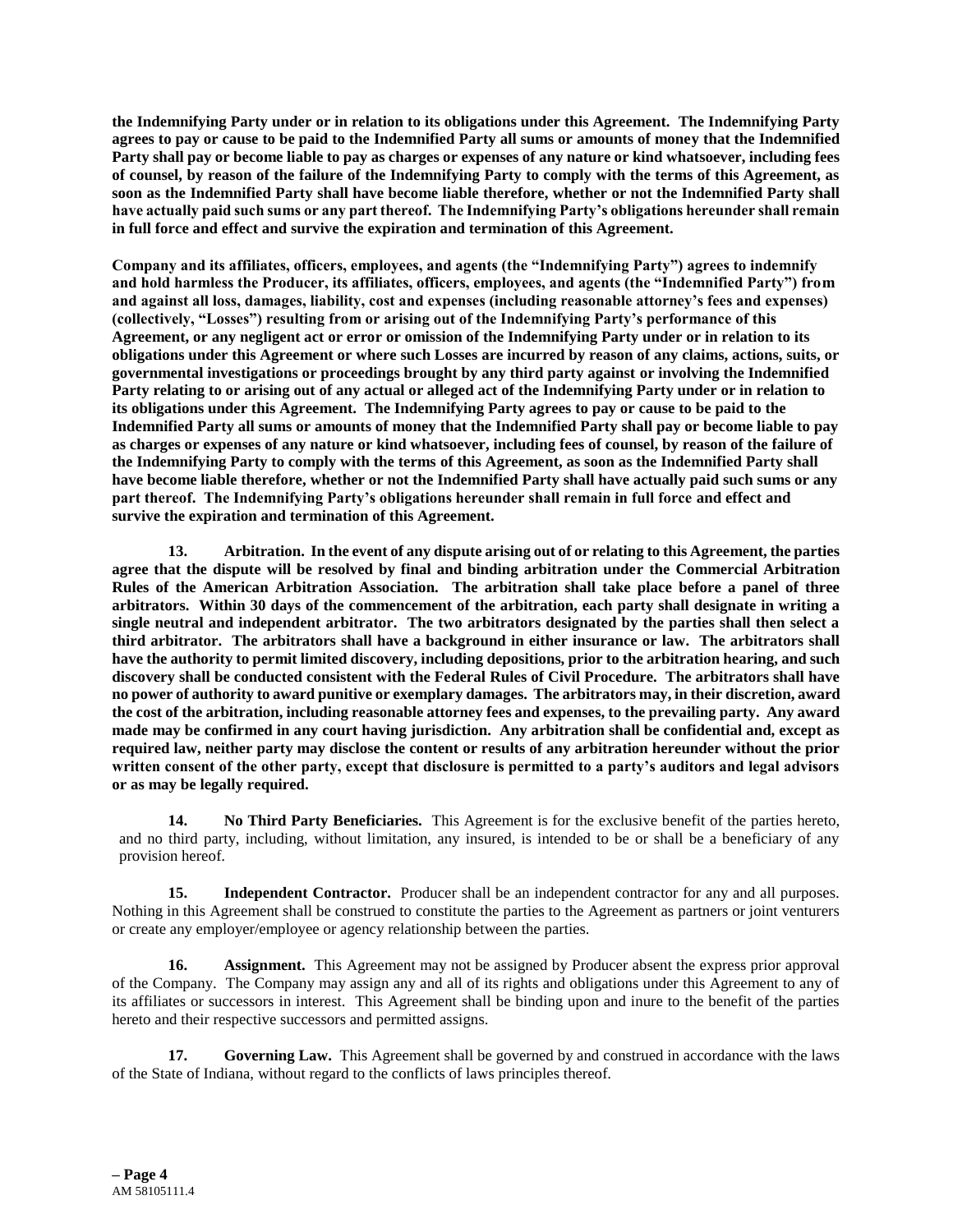**the Indemnifying Party under or in relation to its obligations under this Agreement. The Indemnifying Party agrees to pay or cause to be paid to the Indemnified Party all sums or amounts of money that the Indemnified Party shall pay or become liable to pay as charges or expenses of any nature or kind whatsoever, including fees of counsel, by reason of the failure of the Indemnifying Party to comply with the terms of this Agreement, as soon as the Indemnified Party shall have become liable therefore, whether or not the Indemnified Party shall have actually paid such sums or any part thereof. The Indemnifying Party's obligations hereunder shall remain in full force and effect and survive the expiration and termination of this Agreement.**

**Company and its affiliates, officers, employees, and agents (the "Indemnifying Party") agrees to indemnify and hold harmless the Producer, its affiliates, officers, employees, and agents (the "Indemnified Party") from and against all loss, damages, liability, cost and expenses (including reasonable attorney's fees and expenses) (collectively, "Losses") resulting from or arising out of the Indemnifying Party's performance of this Agreement, or any negligent act or error or omission of the Indemnifying Party under or in relation to its obligations under this Agreement or where such Losses are incurred by reason of any claims, actions, suits, or governmental investigations or proceedings brought by any third party against or involving the Indemnified Party relating to or arising out of any actual or alleged act of the Indemnifying Party under or in relation to its obligations under this Agreement. The Indemnifying Party agrees to pay or cause to be paid to the Indemnified Party all sums or amounts of money that the Indemnified Party shall pay or become liable to pay as charges or expenses of any nature or kind whatsoever, including fees of counsel, by reason of the failure of the Indemnifying Party to comply with the terms of this Agreement, as soon as the Indemnified Party shall have become liable therefore, whether or not the Indemnified Party shall have actually paid such sums or any part thereof. The Indemnifying Party's obligations hereunder shall remain in full force and effect and survive the expiration and termination of this Agreement.**

**13. Arbitration. In the event of any dispute arising out of or relating to this Agreement, the parties agree that the dispute will be resolved by final and binding arbitration under the Commercial Arbitration Rules of the American Arbitration Association. The arbitration shall take place before a panel of three arbitrators. Within 30 days of the commencement of the arbitration, each party shall designate in writing a single neutral and independent arbitrator. The two arbitrators designated by the parties shall then select a third arbitrator. The arbitrators shall have a background in either insurance or law. The arbitrators shall have the authority to permit limited discovery, including depositions, prior to the arbitration hearing, and such discovery shall be conducted consistent with the Federal Rules of Civil Procedure. The arbitrators shall have no power of authority to award punitive or exemplary damages. The arbitrators may, in their discretion, award the cost of the arbitration, including reasonable attorney fees and expenses, to the prevailing party. Any award made may be confirmed in any court having jurisdiction. Any arbitration shall be confidential and, except as required law, neither party may disclose the content or results of any arbitration hereunder without the prior written consent of the other party, except that disclosure is permitted to a party's auditors and legal advisors or as may be legally required.**

**14. No Third Party Beneficiaries.** This Agreement is for the exclusive benefit of the parties hereto, and no third party, including, without limitation, any insured, is intended to be or shall be a beneficiary of any provision hereof.

**15. Independent Contractor.** Producer shall be an independent contractor for any and all purposes. Nothing in this Agreement shall be construed to constitute the parties to the Agreement as partners or joint venturers or create any employer/employee or agency relationship between the parties.

**16. Assignment.** This Agreement may not be assigned by Producer absent the express prior approval of the Company. The Company may assign any and all of its rights and obligations under this Agreement to any of its affiliates or successors in interest. This Agreement shall be binding upon and inure to the benefit of the parties hereto and their respective successors and permitted assigns.

**17. Governing Law.** This Agreement shall be governed by and construed in accordance with the laws of the State of Indiana, without regard to the conflicts of laws principles thereof.

AM 58105111.4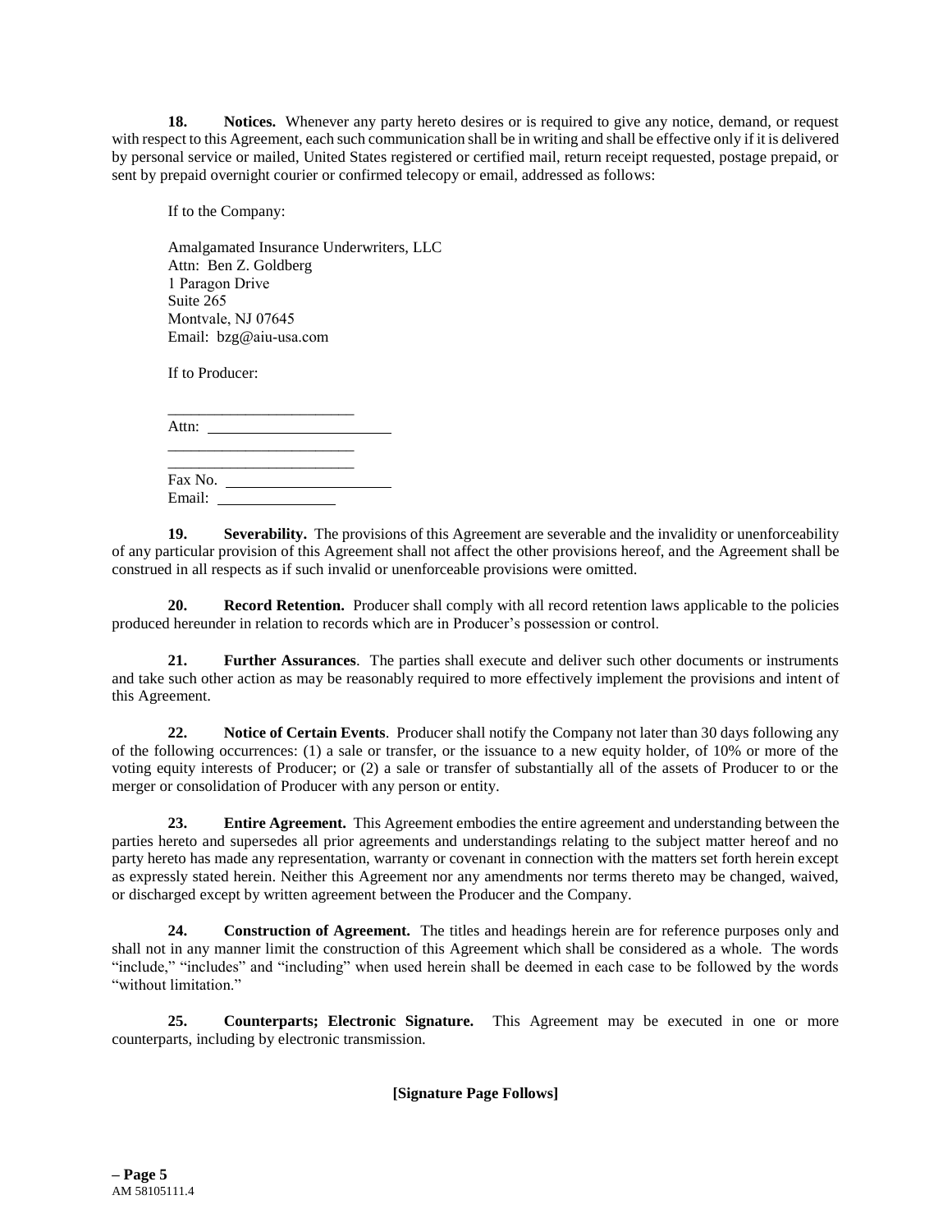**18. Notices.** Whenever any party hereto desires or is required to give any notice, demand, or request with respect to this Agreement, each such communication shall be in writing and shall be effective only if it is delivered by personal service or mailed, United States registered or certified mail, return receipt requested, postage prepaid, or sent by prepaid overnight courier or confirmed telecopy or email, addressed as follows:

If to the Company:

Amalgamated Insurance Underwriters, LLC
Attn: Ben Z. Goldberg
1 Paragon Drive
Suite 265
Montvale, NJ 07645
Email: bzg@aiu-usa.com

If to Producer:

\_\_\_\_\_\_\_\_\_\_\_\_\_\_\_\_\_\_\_\_\_\_\_\_
Attn: \_\_\_\_\_\_\_\_\_\_\_\_\_\_\_\_\_\_\_\_\_\_\_\_
\_\_\_\_\_\_\_\_\_\_\_\_\_\_\_\_\_\_\_\_\_\_\_\_
\_\_\_\_\_\_\_\_\_\_\_\_\_\_\_\_\_\_\_\_\_\_\_\_
Fax No. \_\_\_\_\_\_\_\_\_\_\_\_\_\_\_\_\_\_\_\_\_\_
Email: \_\_\_\_\_\_\_\_\_\_\_\_\_\_\_\_

**19. Severability.** The provisions of this Agreement are severable and the invalidity or unenforceability of any particular provision of this Agreement shall not affect the other provisions hereof, and the Agreement shall be construed in all respects as if such invalid or unenforceable provisions were omitted.

**20. Record Retention.** Producer shall comply with all record retention laws applicable to the policies produced hereunder in relation to records which are in Producer's possession or control.

**21. Further Assurances**. The parties shall execute and deliver such other documents or instruments and take such other action as may be reasonably required to more effectively implement the provisions and intent of this Agreement.

**22. Notice of Certain Events**. Producer shall notify the Company not later than 30 days following any of the following occurrences: (1) a sale or transfer, or the issuance to a new equity holder, of 10% or more of the voting equity interests of Producer; or (2) a sale or transfer of substantially all of the assets of Producer to or the merger or consolidation of Producer with any person or entity.

**23. Entire Agreement.** This Agreement embodies the entire agreement and understanding between the parties hereto and supersedes all prior agreements and understandings relating to the subject matter hereof and no party hereto has made any representation, warranty or covenant in connection with the matters set forth herein except as expressly stated herein. Neither this Agreement nor any amendments nor terms thereto may be changed, waived, or discharged except by written agreement between the Producer and the Company.

**24. Construction of Agreement.** The titles and headings herein are for reference purposes only and shall not in any manner limit the construction of this Agreement which shall be considered as a whole. The words "include," "includes" and "including" when used herein shall be deemed in each case to be followed by the words "without limitation."

**25. Counterparts; Electronic Signature.** This Agreement may be executed in one or more counterparts, including by electronic transmission.

**[Signature Page Follows]**

AM 58105111.4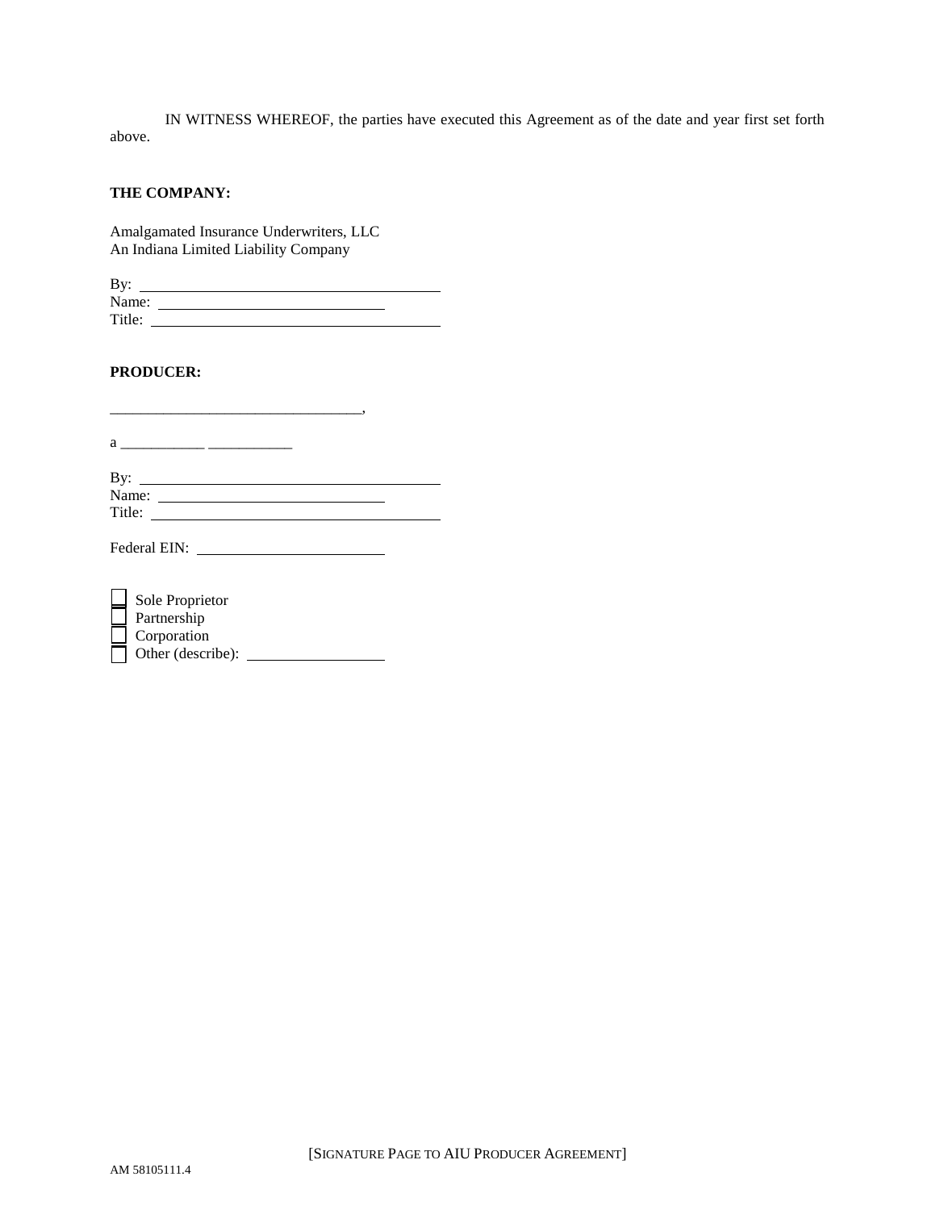IN WITNESS WHEREOF, the parties have executed this Agreement as of the date and year first set forth above.

**THE COMPANY:**

Amalgamated Insurance Underwriters, LLC
An Indiana Limited Liability Company

By: ________________________________________
Name: ______________________________
Title: ________________________________________

**PRODUCER:**

_________________________________,

a ___________ ___________

By: ________________________________________
Name: ______________________________
Title: ________________________________________

Federal EIN: ________________________

☐ Sole Proprietor
☐ Partnership
☐ Corporation
☐ Other (describe): __________________

[SIGNATURE PAGE TO AIU PRODUCER AGREEMENT]

AM 58105111.4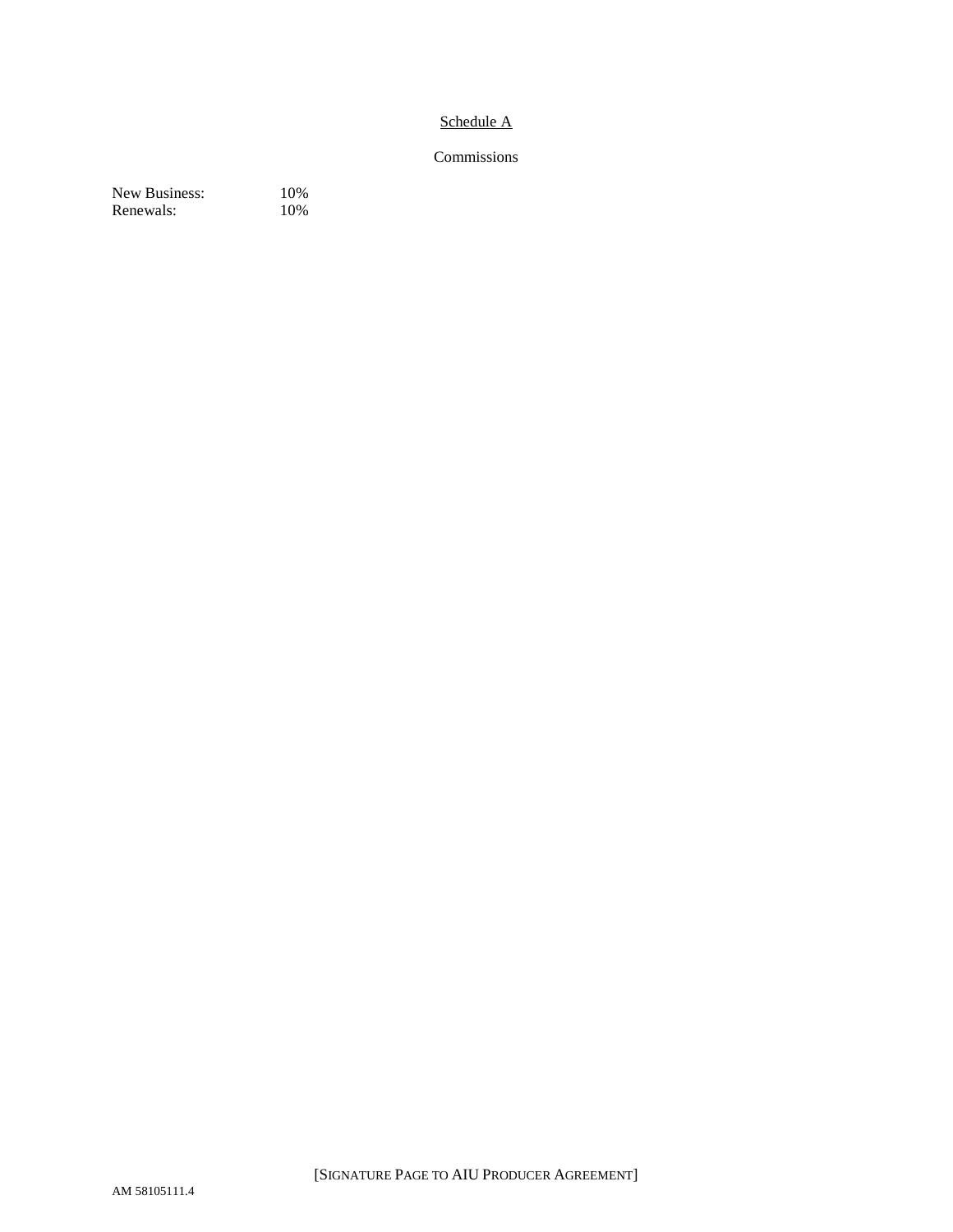Schedule A

Commissions

| | |
|---|---|
| New Business: | 10% |
| Renewals: | 10% |

[SIGNATURE PAGE TO AIU PRODUCER AGREEMENT]

AM 58105111.4